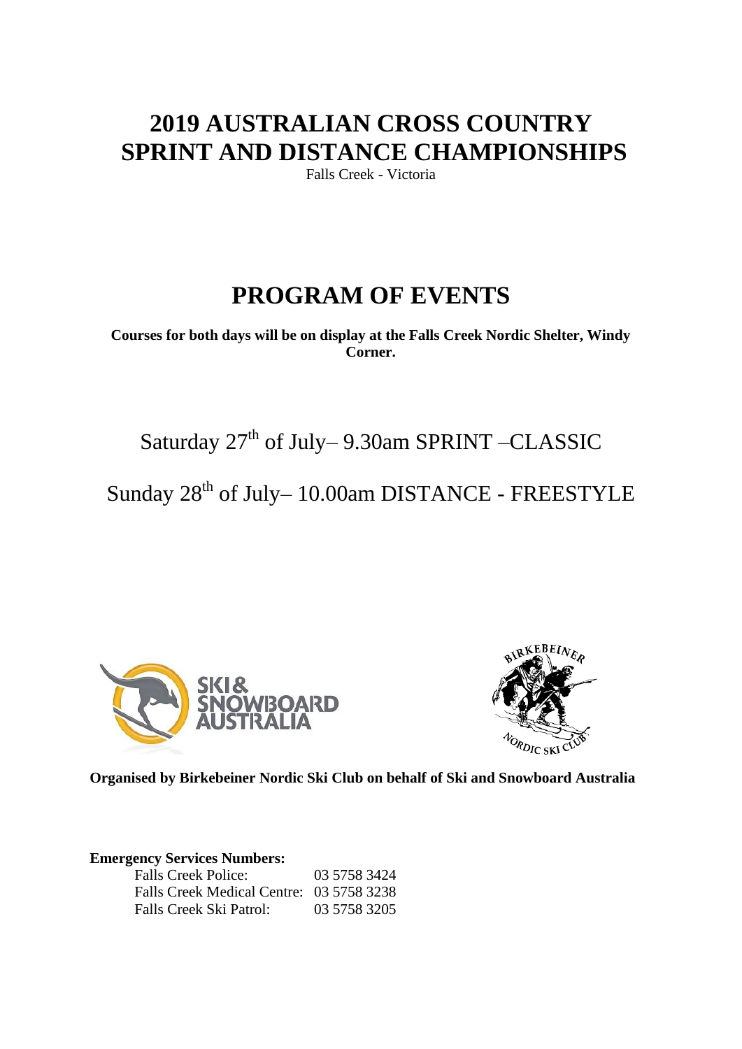# 2019 AUSTRALIAN CROSS COUNTRY SPRINT AND DISTANCE CHAMPIONSHIPS

Falls Creek - Victoria

# PROGRAM OF EVENTS

**Courses for both days will be on display at the Falls Creek Nordic Shelter, Windy Corner.**

Saturday 27th of July– 9.30am SPRINT –CLASSIC

Sunday 28th of July– 10.00am DISTANCE - FREESTYLE

**Organised by Birkebeiner Nordic Ski Club on behalf of Ski and Snowboard Australia**

**Emergency Services Numbers:**

| | |
|---|---|
| Falls Creek Police: | 03 5758 3424 |
| Falls Creek Medical Centre: | 03 5758 3238 |
| Falls Creek Ski Patrol: | 03 5758 3205 |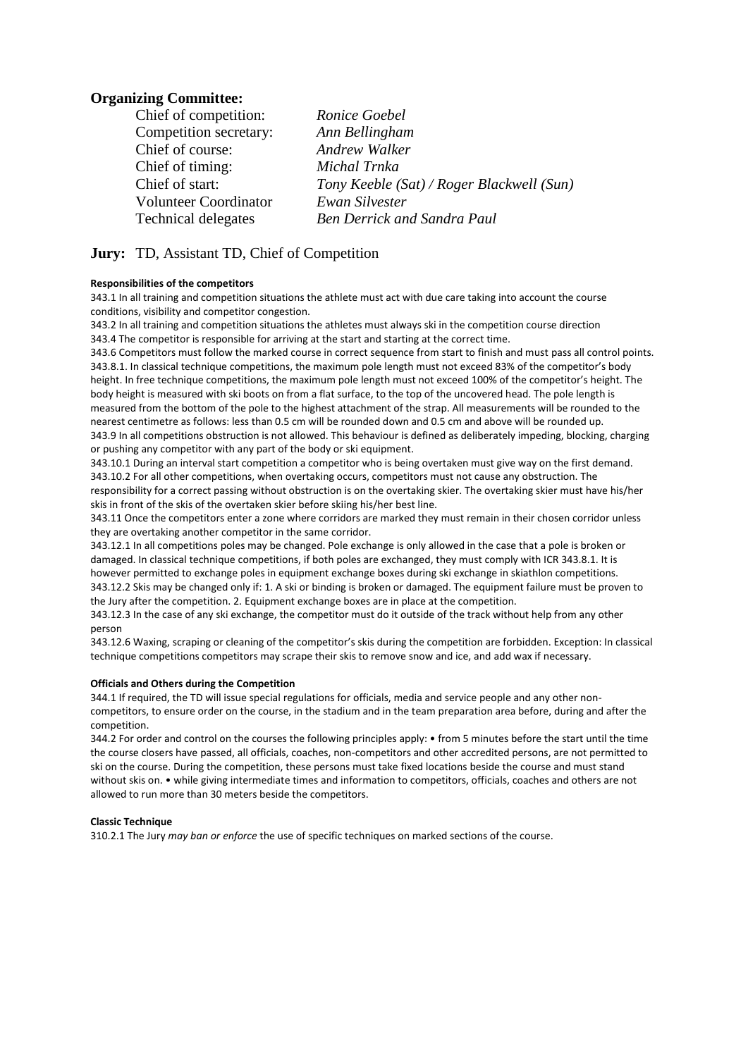## Organizing Committee:

| | |
|---|---|
| Chief of competition: | *Ronice Goebel* |
| Competition secretary: | *Ann Bellingham* |
| Chief of course: | *Andrew Walker* |
| Chief of timing: | *Michal Trnka* |
| Chief of start: | *Tony Keeble (Sat) / Roger Blackwell (Sun)* |
| Volunteer Coordinator | *Ewan Silvester* |
| Technical delegates | *Ben Derrick and Sandra Paul* |

**Jury:** TD, Assistant TD, Chief of Competition

#### Responsibilities of the competitors

343.1 In all training and competition situations the athlete must act with due care taking into account the course conditions, visibility and competitor congestion.

343.2 In all training and competition situations the athletes must always ski in the competition course direction

343.4 The competitor is responsible for arriving at the start and starting at the correct time.

343.6 Competitors must follow the marked course in correct sequence from start to finish and must pass all control points.

343.8.1. In classical technique competitions, the maximum pole length must not exceed 83% of the competitor's body height. In free technique competitions, the maximum pole length must not exceed 100% of the competitor's height. The body height is measured with ski boots on from a flat surface, to the top of the uncovered head. The pole length is measured from the bottom of the pole to the highest attachment of the strap. All measurements will be rounded to the nearest centimetre as follows: less than 0.5 cm will be rounded down and 0.5 cm and above will be rounded up.

343.9 In all competitions obstruction is not allowed. This behaviour is defined as deliberately impeding, blocking, charging or pushing any competitor with any part of the body or ski equipment.

343.10.1 During an interval start competition a competitor who is being overtaken must give way on the first demand.

343.10.2 For all other competitions, when overtaking occurs, competitors must not cause any obstruction. The responsibility for a correct passing without obstruction is on the overtaking skier. The overtaking skier must have his/her skis in front of the skis of the overtaken skier before skiing his/her best line.

343.11 Once the competitors enter a zone where corridors are marked they must remain in their chosen corridor unless they are overtaking another competitor in the same corridor.

343.12.1 In all competitions poles may be changed. Pole exchange is only allowed in the case that a pole is broken or damaged. In classical technique competitions, if both poles are exchanged, they must comply with ICR 343.8.1. It is however permitted to exchange poles in equipment exchange boxes during ski exchange in skiathlon competitions.

343.12.2 Skis may be changed only if: 1. A ski or binding is broken or damaged. The equipment failure must be proven to the Jury after the competition. 2. Equipment exchange boxes are in place at the competition.

343.12.3 In the case of any ski exchange, the competitor must do it outside of the track without help from any other person

343.12.6 Waxing, scraping or cleaning of the competitor's skis during the competition are forbidden. Exception: In classical technique competitions competitors may scrape their skis to remove snow and ice, and add wax if necessary.

#### Officials and Others during the Competition

344.1 If required, the TD will issue special regulations for officials, media and service people and any other non-competitors, to ensure order on the course, in the stadium and in the team preparation area before, during and after the competition.

344.2 For order and control on the courses the following principles apply: • from 5 minutes before the start until the time the course closers have passed, all officials, coaches, non-competitors and other accredited persons, are not permitted to ski on the course. During the competition, these persons must take fixed locations beside the course and must stand without skis on. • while giving intermediate times and information to competitors, officials, coaches and others are not allowed to run more than 30 meters beside the competitors.

#### Classic Technique

310.2.1 The Jury *may ban or enforce* the use of specific techniques on marked sections of the course.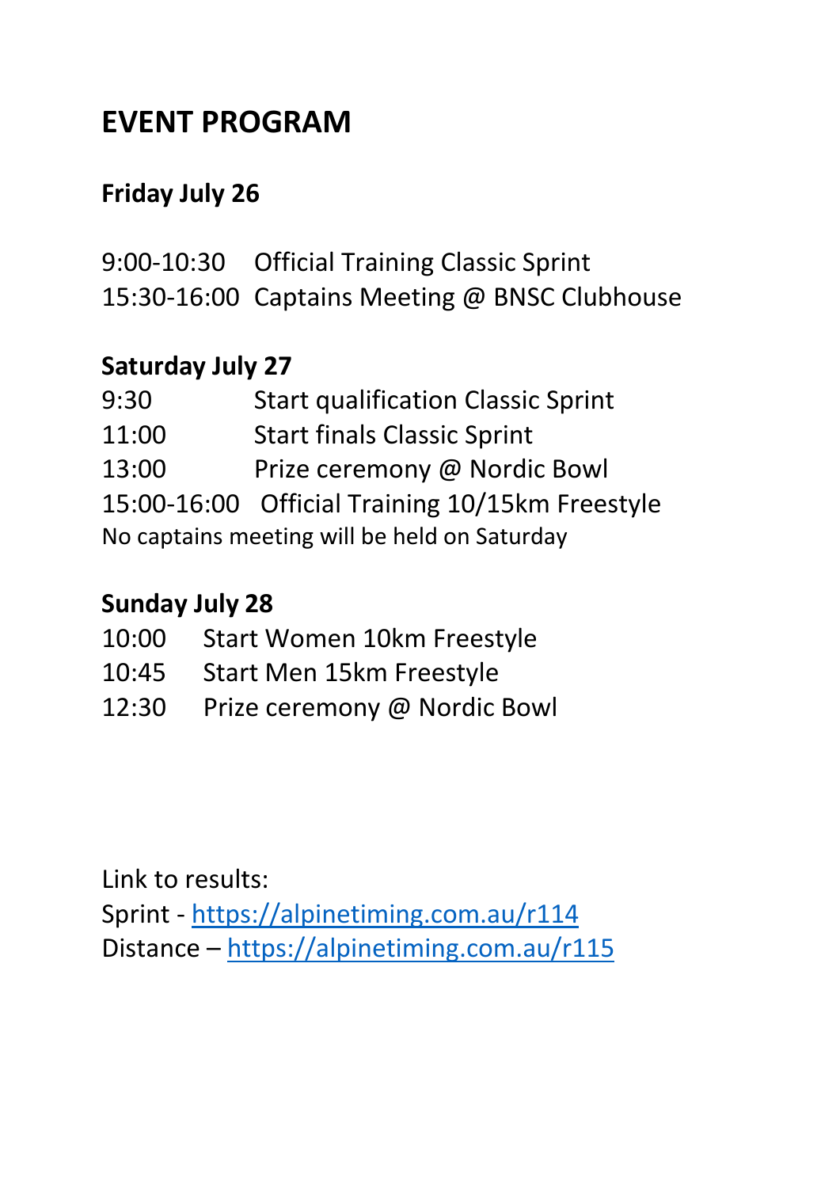# EVENT PROGRAM

## Friday July 26

9:00-10:30 Official Training Classic Sprint
15:30-16:00 Captains Meeting @ BNSC Clubhouse

## Saturday July 27

9:30 Start qualification Classic Sprint
11:00 Start finals Classic Sprint
13:00 Prize ceremony @ Nordic Bowl
15:00-16:00 Official Training 10/15km Freestyle
No captains meeting will be held on Saturday

## Sunday July 28

10:00 Start Women 10km Freestyle
10:45 Start Men 15km Freestyle
12:30 Prize ceremony @ Nordic Bowl

Link to results:
Sprint - https://alpinetiming.com.au/r114
Distance – https://alpinetiming.com.au/r115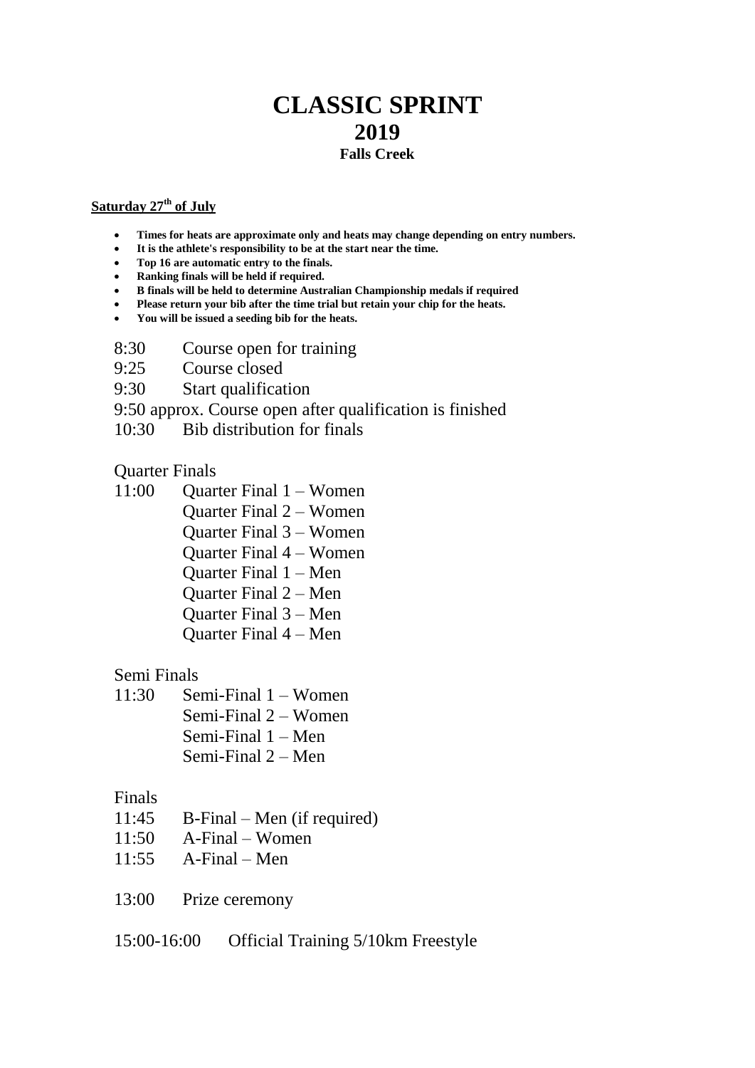# CLASSIC SPRINT
## 2019
### Falls Creek

**Saturday 27th of July**

- **Times for heats are approximate only and heats may change depending on entry numbers.**
- **It is the athlete's responsibility to be at the start near the time.**
- **Top 16 are automatic entry to the finals.**
- **Ranking finals will be held if required.**
- **B finals will be held to determine Australian Championship medals if required**
- **Please return your bib after the time trial but retain your chip for the heats.**
- **You will be issued a seeding bib for the heats.**

8:30 Course open for training
9:25 Course closed
9:30 Start qualification
9:50 approx. Course open after qualification is finished
10:30 Bib distribution for finals

Quarter Finals

11:00 Quarter Final 1 – Women
Quarter Final 2 – Women
Quarter Final 3 – Women
Quarter Final 4 – Women
Quarter Final 1 – Men
Quarter Final 2 – Men
Quarter Final 3 – Men
Quarter Final 4 – Men

Semi Finals

11:30 Semi-Final 1 – Women
Semi-Final 2 – Women
Semi-Final 1 – Men
Semi-Final 2 – Men

Finals

11:45 B-Final – Men (if required)
11:50 A-Final – Women
11:55 A-Final – Men

13:00 Prize ceremony

15:00-16:00 Official Training 5/10km Freestyle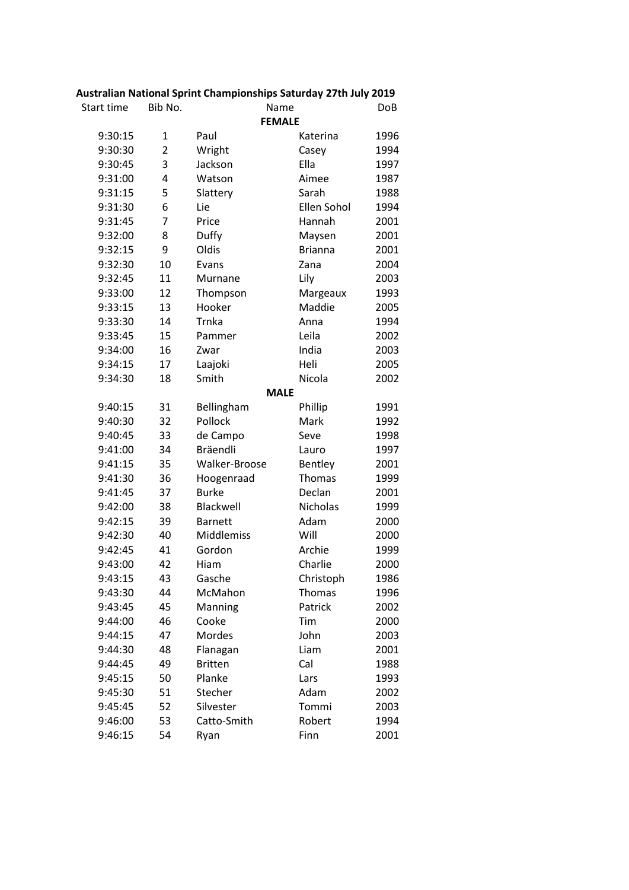**Australian National Sprint Championships Saturday 27th July 2019**

| Start time | Bib No. | Name | | DoB |
|---|---|---|---|---|
| | | **FEMALE** | | |
| 9:30:15 | 1 | Paul | Katerina | 1996 |
| 9:30:30 | 2 | Wright | Casey | 1994 |
| 9:30:45 | 3 | Jackson | Ella | 1997 |
| 9:31:00 | 4 | Watson | Aimee | 1987 |
| 9:31:15 | 5 | Slattery | Sarah | 1988 |
| 9:31:30 | 6 | Lie | Ellen Sohol | 1994 |
| 9:31:45 | 7 | Price | Hannah | 2001 |
| 9:32:00 | 8 | Duffy | Maysen | 2001 |
| 9:32:15 | 9 | Oldis | Brianna | 2001 |
| 9:32:30 | 10 | Evans | Zana | 2004 |
| 9:32:45 | 11 | Murnane | Lily | 2003 |
| 9:33:00 | 12 | Thompson | Margeaux | 1993 |
| 9:33:15 | 13 | Hooker | Maddie | 2005 |
| 9:33:30 | 14 | Trnka | Anna | 1994 |
| 9:33:45 | 15 | Pammer | Leila | 2002 |
| 9:34:00 | 16 | Zwar | India | 2003 |
| 9:34:15 | 17 | Laajoki | Heli | 2005 |
| 9:34:30 | 18 | Smith | Nicola | 2002 |
| | | **MALE** | | |
| 9:40:15 | 31 | Bellingham | Phillip | 1991 |
| 9:40:30 | 32 | Pollock | Mark | 1992 |
| 9:40:45 | 33 | de Campo | Seve | 1998 |
| 9:41:00 | 34 | Bräendli | Lauro | 1997 |
| 9:41:15 | 35 | Walker-Broose | Bentley | 2001 |
| 9:41:30 | 36 | Hoogenraad | Thomas | 1999 |
| 9:41:45 | 37 | Burke | Declan | 2001 |
| 9:42:00 | 38 | Blackwell | Nicholas | 1999 |
| 9:42:15 | 39 | Barnett | Adam | 2000 |
| 9:42:30 | 40 | Middlemiss | Will | 2000 |
| 9:42:45 | 41 | Gordon | Archie | 1999 |
| 9:43:00 | 42 | Hiam | Charlie | 2000 |
| 9:43:15 | 43 | Gasche | Christoph | 1986 |
| 9:43:30 | 44 | McMahon | Thomas | 1996 |
| 9:43:45 | 45 | Manning | Patrick | 2002 |
| 9:44:00 | 46 | Cooke | Tim | 2000 |
| 9:44:15 | 47 | Mordes | John | 2003 |
| 9:44:30 | 48 | Flanagan | Liam | 2001 |
| 9:44:45 | 49 | Britten | Cal | 1988 |
| 9:45:15 | 50 | Planke | Lars | 1993 |
| 9:45:30 | 51 | Stecher | Adam | 2002 |
| 9:45:45 | 52 | Silvester | Tommi | 2003 |
| 9:46:00 | 53 | Catto-Smith | Robert | 1994 |
| 9:46:15 | 54 | Ryan | Finn | 2001 |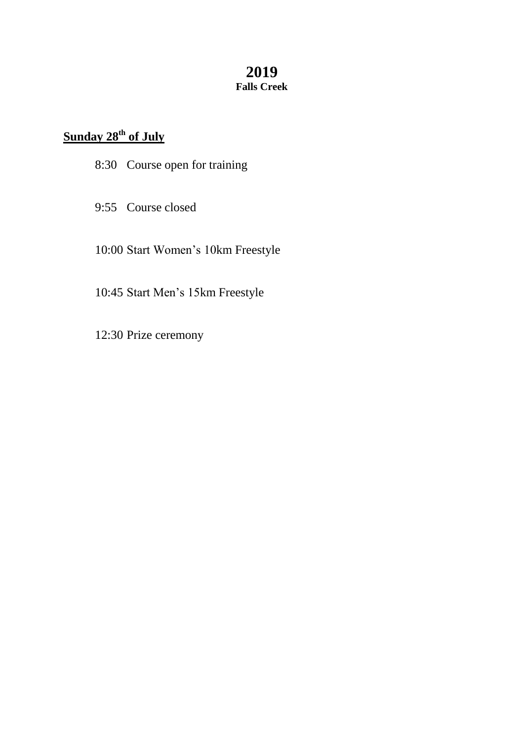# 2019

**Falls Creek**

## **Sunday 28th of July**

8:30 Course open for training

9:55 Course closed

10:00 Start Women's 10km Freestyle

10:45 Start Men's 15km Freestyle

12:30 Prize ceremony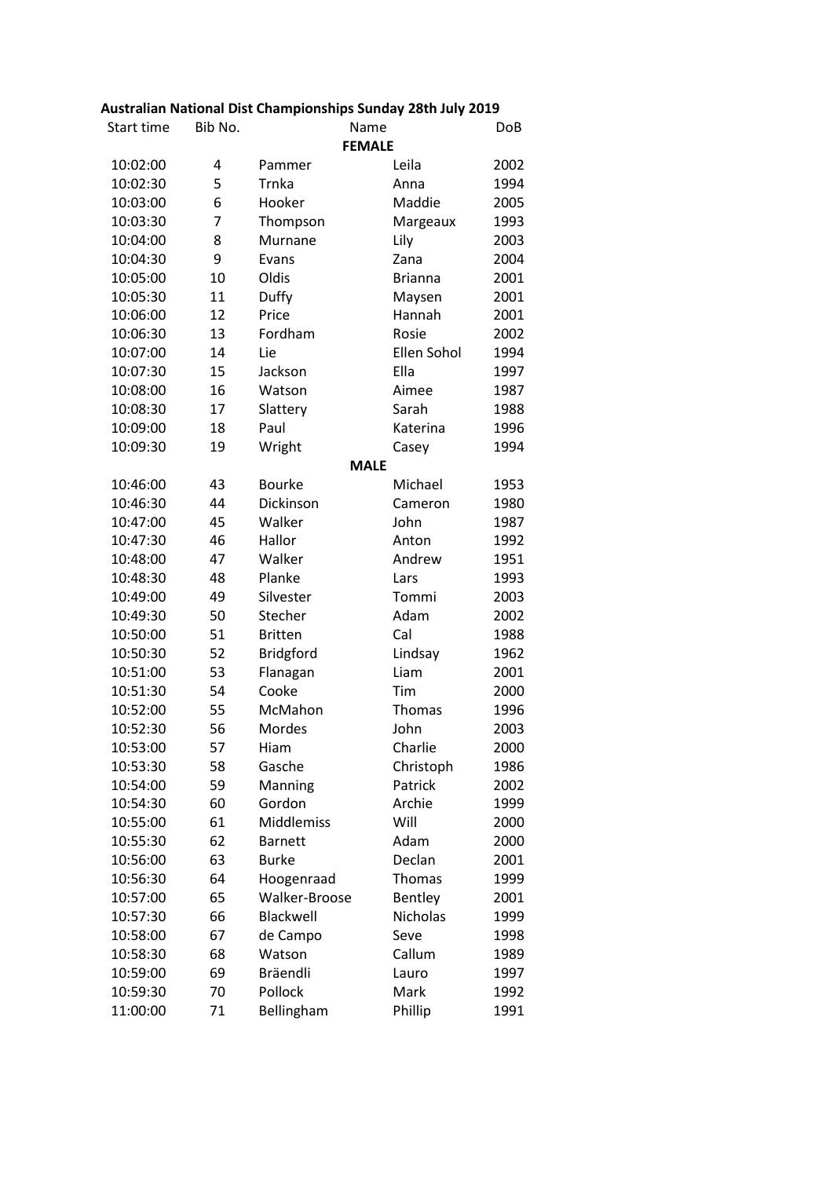## Australian National Dist Championships Sunday 28th July 2019

| Start time | Bib No. | Name | | DoB |
|---|---|---|---|---|
| | | **FEMALE** | | |
| 10:02:00 | 4 | Pammer | Leila | 2002 |
| 10:02:30 | 5 | Trnka | Anna | 1994 |
| 10:03:00 | 6 | Hooker | Maddie | 2005 |
| 10:03:30 | 7 | Thompson | Margeaux | 1993 |
| 10:04:00 | 8 | Murnane | Lily | 2003 |
| 10:04:30 | 9 | Evans | Zana | 2004 |
| 10:05:00 | 10 | Oldis | Brianna | 2001 |
| 10:05:30 | 11 | Duffy | Maysen | 2001 |
| 10:06:00 | 12 | Price | Hannah | 2001 |
| 10:06:30 | 13 | Fordham | Rosie | 2002 |
| 10:07:00 | 14 | Lie | Ellen Sohol | 1994 |
| 10:07:30 | 15 | Jackson | Ella | 1997 |
| 10:08:00 | 16 | Watson | Aimee | 1987 |
| 10:08:30 | 17 | Slattery | Sarah | 1988 |
| 10:09:00 | 18 | Paul | Katerina | 1996 |
| 10:09:30 | 19 | Wright | Casey | 1994 |
| | | **MALE** | | |
| 10:46:00 | 43 | Bourke | Michael | 1953 |
| 10:46:30 | 44 | Dickinson | Cameron | 1980 |
| 10:47:00 | 45 | Walker | John | 1987 |
| 10:47:30 | 46 | Hallor | Anton | 1992 |
| 10:48:00 | 47 | Walker | Andrew | 1951 |
| 10:48:30 | 48 | Planke | Lars | 1993 |
| 10:49:00 | 49 | Silvester | Tommi | 2003 |
| 10:49:30 | 50 | Stecher | Adam | 2002 |
| 10:50:00 | 51 | Britten | Cal | 1988 |
| 10:50:30 | 52 | Bridgford | Lindsay | 1962 |
| 10:51:00 | 53 | Flanagan | Liam | 2001 |
| 10:51:30 | 54 | Cooke | Tim | 2000 |
| 10:52:00 | 55 | McMahon | Thomas | 1996 |
| 10:52:30 | 56 | Mordes | John | 2003 |
| 10:53:00 | 57 | Hiam | Charlie | 2000 |
| 10:53:30 | 58 | Gasche | Christoph | 1986 |
| 10:54:00 | 59 | Manning | Patrick | 2002 |
| 10:54:30 | 60 | Gordon | Archie | 1999 |
| 10:55:00 | 61 | Middlemiss | Will | 2000 |
| 10:55:30 | 62 | Barnett | Adam | 2000 |
| 10:56:00 | 63 | Burke | Declan | 2001 |
| 10:56:30 | 64 | Hoogenraad | Thomas | 1999 |
| 10:57:00 | 65 | Walker-Broose | Bentley | 2001 |
| 10:57:30 | 66 | Blackwell | Nicholas | 1999 |
| 10:58:00 | 67 | de Campo | Seve | 1998 |
| 10:58:30 | 68 | Watson | Callum | 1989 |
| 10:59:00 | 69 | Bräendli | Lauro | 1997 |
| 10:59:30 | 70 | Pollock | Mark | 1992 |
| 11:00:00 | 71 | Bellingham | Phillip | 1991 |